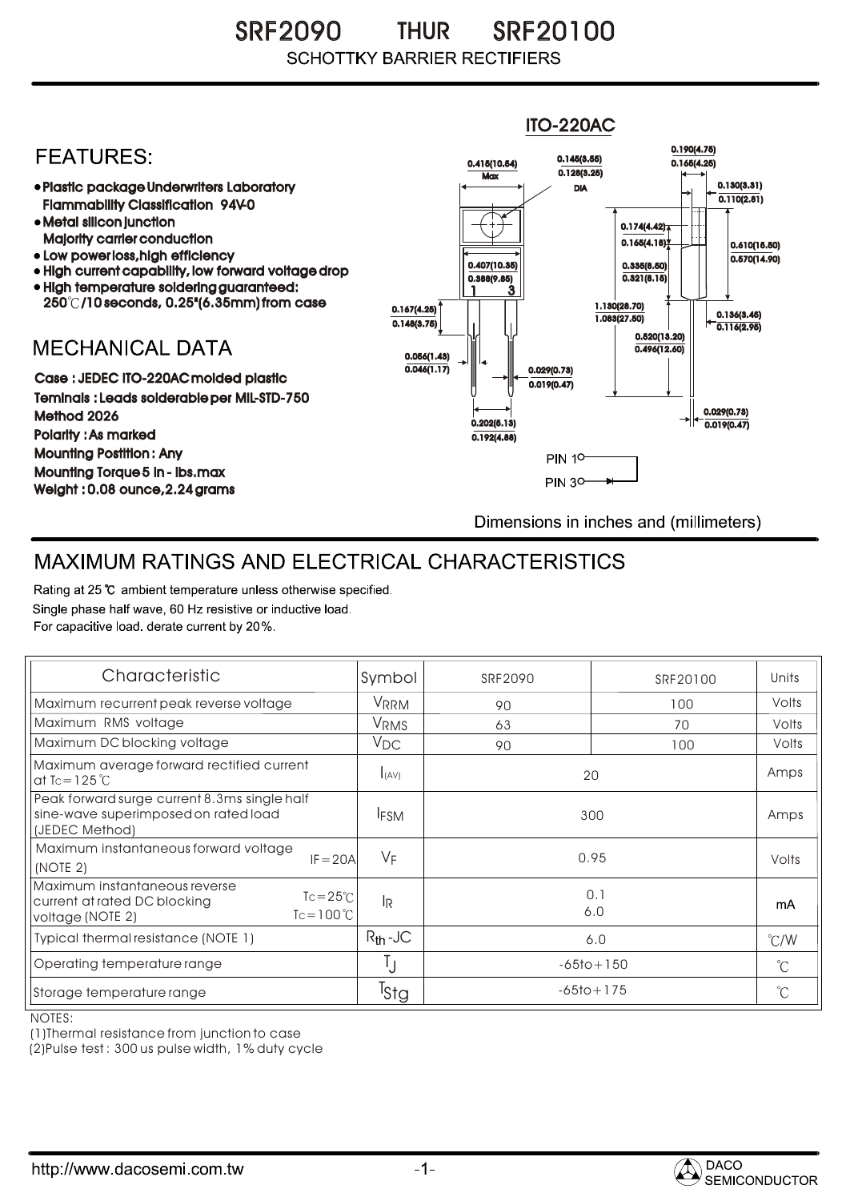# SRF2090 THUR SRF20100

SCHOTTKY BARRIER RECTIFIERS

## FEATURES:

- Plastic package Underwriters Laboratory Flammability Classification 94V-0
- Metal silicon junction Majority carrier conduction
- Low power loss, high efficiency
- High current capability, low forward voltage drop
- High temperature soldering guaranteed: 250℃/10 seconds, 0.25"(6.35mm) from case

## MECHANICAL DATA

Case : JEDEC ITO-220AC molded plastic
Teminals : Leads solderable per MIL-STD-750 Method 2026
Polarity : As marked
Mounting Postition : Any
Mounting Torque 5 in - lbs.max
Weight : 0.08 ounce, 2.24 grams

ITO-220AC

0.415(10.54) Max
0.145(3.55) 0.128(3.25) DIA
0.190(4.75) 0.165(4.25)
0.130(3.31) 0.110(2.81)
0.174(4.42) 0.165(4.18)
0.610(15.50) 0.570(14.90)
0.407(10.35) 0.388(9.85)
0.335(8.50) 0.321(8.15)
1 3
0.167(4.25) 0.148(3.75)
1.130(28.70) 1.083(27.50)
0.136(3.45) 0.116(2.95)
0.520(13.20) 0.495(12.50)
0.056(1.43) 0.046(1.17)
0.029(0.73) 0.019(0.47)
0.029(0.73) 0.019(0.47)
0.202(5.13) 0.192(4.88)
PIN 1
PIN 3

Dimensions in inches and (millimeters)

## MAXIMUM RATINGS AND ELECTRICAL CHARACTERISTICS

Rating at 25 ℃ ambient temperature unless otherwise specified.
Single phase half wave, 60 Hz resistive or inductive load.
For capacitive load. derate current by 20%.

| Characteristic | | Symbol | SRF2090 | SRF20100 | Units |
|---|---|---|---|---|---|
| Maximum recurrent peak reverse voltage | | $V_{RRM}$ | 90 | 100 | Volts |
| Maximum RMS voltage | | $V_{RMS}$ | 63 | 70 | Volts |
| Maximum DC blocking voltage | | $V_{DC}$ | 90 | 100 | Volts |
| Maximum average forward rectified current at Tc=125℃ | | $I_{(AV)}$ | 20 | | Amps |
| Peak forward surge current 8.3ms single half sine-wave superimposed on rated load (JEDEC Method) | | $I_{FSM}$ | 300 | | Amps |
| Maximum instantaneous forward voltage (NOTE 2) | IF=20A | $V_F$ | 0.95 | | Volts |
| Maximum instantaneous reverse current at rated DC blocking voltage (NOTE 2) | Tc=25℃<br>Tc=100℃ | $I_R$ | 0.1<br>6.0 | | mA |
| Typical thermal resistance (NOTE 1) | | $R_{th}$-JC | 6.0 | | ℃/W |
| Operating temperature range | | $T_J$ | -65to+150 | | ℃ |
| Storage temperature range | | $T_{Stg}$ | -65to+175 | | ℃ |

NOTES:
(1)Thermal resistance from junction to case
(2)Pulse test : 300 us pulse width, 1% duty cycle

http://www.dacosemi.com.tw

DACO SEMICONDUCTOR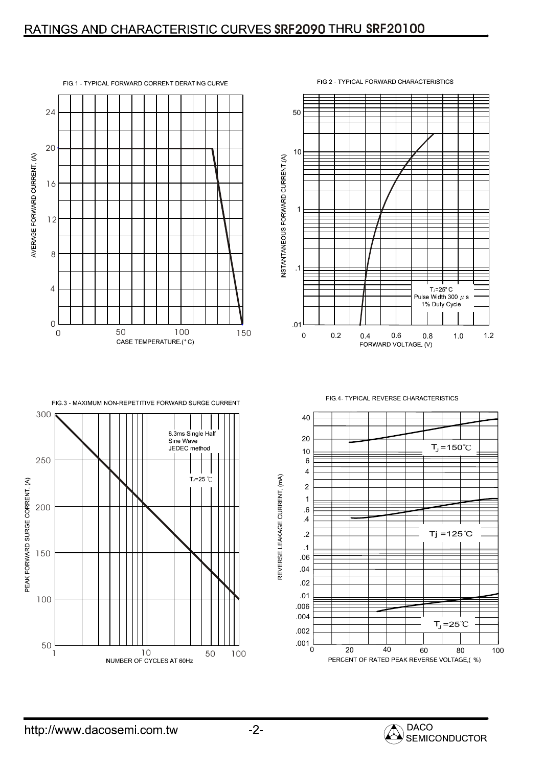## RATINGS AND CHARACTERISTIC CURVES SRF2090 THRU SRF20100

FIG.1 - TYPICAL FORWARD CORRENT DERATING CURVE

AVERAGE FORWARD CURRENT, (A)

24
20
16
12
8
4
0

0 50 100 150

CASE TEMPERATURE,(°C)

FIG.2 - TYPICAL FORWARD CHARACTERISTICS

INSTANTANEOUS FORWARD CURRENT,(A)

50
10
1
.1
.01

0 0.2 0.4 0.6 0.8 1.0 1.2

FORWARD VOLTAGE. (V)

$T_J$=25°C
Pulse Width 300 μs
1% Duty Cycle

FIG.3 - MAXIMUM NON-REPETITIVE FORWARD SURGE CURRENT

PEAK FORWARD SURGE CORRENT, (A)

300
250
200
150
100
50

1 10 50 100

NUMBER OF CYCLES AT 60Hz

8.3ms Single Half
Sine Wave
JEDEC method

$T_J$=25 ℃

FIG.4- TYPICAL REVERSE CHARACTERISTICS

REVERSE LEAKAGE CURRENT, (mA)

40
20
10
6
4
2
1
.6
.4
.2
.1
.06
.04
.02
.01
.006
.004
.002
.001

0 20 40 60 80 100

PERCENT OF RATED PEAK REVERSE VOLTAGE,( %)

$T_J$=150℃

Tj =125℃

$T_J$=25℃